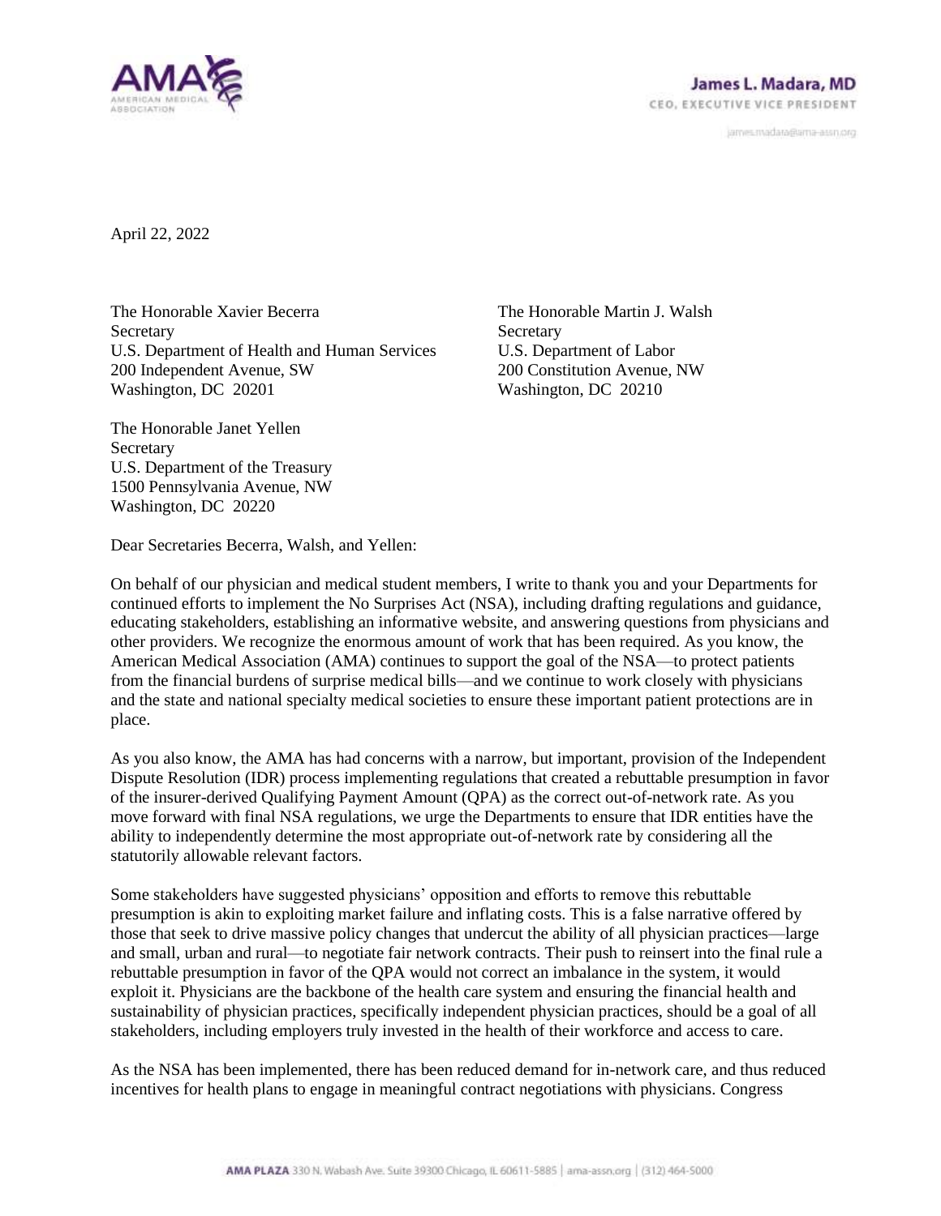James L. Madara, MD
CEO, EXECUTIVE VICE PRESIDENT

james.madara@ama-assn.org

April 22, 2022

The Honorable Xavier Becerra
Secretary
U.S. Department of Health and Human Services
200 Independent Avenue, SW
Washington, DC 20201

The Honorable Martin J. Walsh
Secretary
U.S. Department of Labor
200 Constitution Avenue, NW
Washington, DC 20210

The Honorable Janet Yellen
Secretary
U.S. Department of the Treasury
1500 Pennsylvania Avenue, NW
Washington, DC 20220

Dear Secretaries Becerra, Walsh, and Yellen:

On behalf of our physician and medical student members, I write to thank you and your Departments for continued efforts to implement the No Surprises Act (NSA), including drafting regulations and guidance, educating stakeholders, establishing an informative website, and answering questions from physicians and other providers. We recognize the enormous amount of work that has been required. As you know, the American Medical Association (AMA) continues to support the goal of the NSA—to protect patients from the financial burdens of surprise medical bills—and we continue to work closely with physicians and the state and national specialty medical societies to ensure these important patient protections are in place.

As you also know, the AMA has had concerns with a narrow, but important, provision of the Independent Dispute Resolution (IDR) process implementing regulations that created a rebuttable presumption in favor of the insurer-derived Qualifying Payment Amount (QPA) as the correct out-of-network rate. As you move forward with final NSA regulations, we urge the Departments to ensure that IDR entities have the ability to independently determine the most appropriate out-of-network rate by considering all the statutorily allowable relevant factors.

Some stakeholders have suggested physicians' opposition and efforts to remove this rebuttable presumption is akin to exploiting market failure and inflating costs. This is a false narrative offered by those that seek to drive massive policy changes that undercut the ability of all physician practices—large and small, urban and rural—to negotiate fair network contracts. Their push to reinsert into the final rule a rebuttable presumption in favor of the QPA would not correct an imbalance in the system, it would exploit it. Physicians are the backbone of the health care system and ensuring the financial health and sustainability of physician practices, specifically independent physician practices, should be a goal of all stakeholders, including employers truly invested in the health of their workforce and access to care.

As the NSA has been implemented, there has been reduced demand for in-network care, and thus reduced incentives for health plans to engage in meaningful contract negotiations with physicians. Congress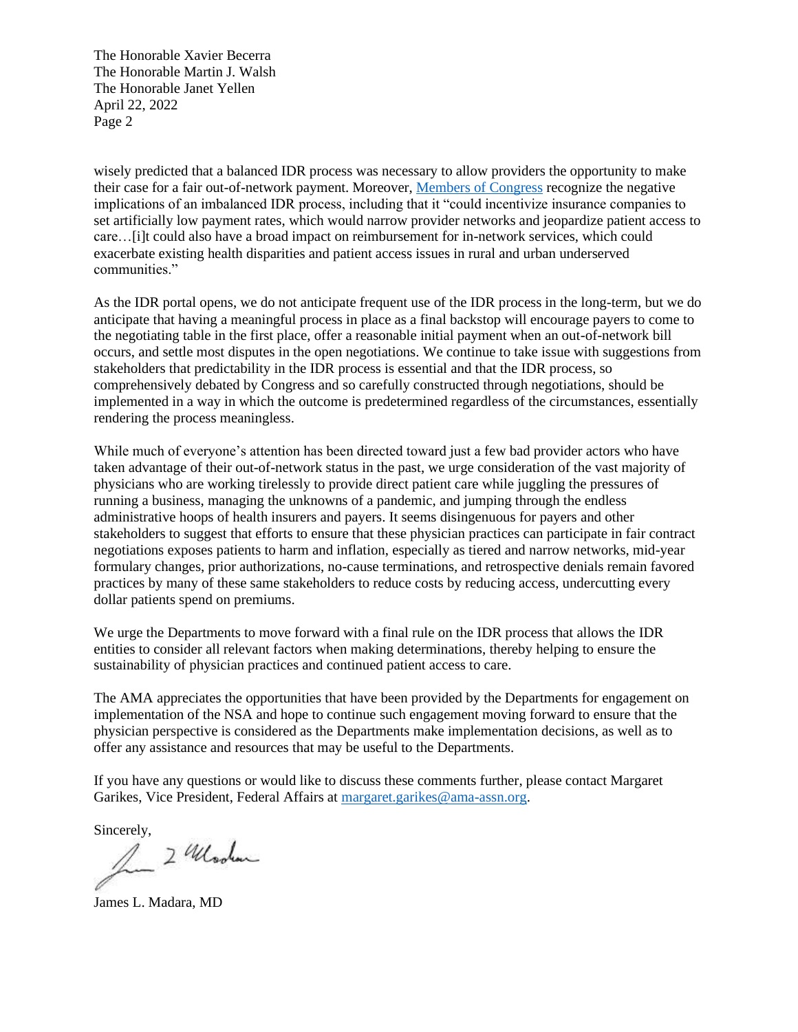wisely predicted that a balanced IDR process was necessary to allow providers the opportunity to make their case for a fair out-of-network payment. Moreover, [Members of Congress](#) recognize the negative implications of an imbalanced IDR process, including that it "could incentivize insurance companies to set artificially low payment rates, which would narrow provider networks and jeopardize patient access to care…[i]t could also have a broad impact on reimbursement for in-network services, which could exacerbate existing health disparities and patient access issues in rural and urban underserved communities."

As the IDR portal opens, we do not anticipate frequent use of the IDR process in the long-term, but we do anticipate that having a meaningful process in place as a final backstop will encourage payers to come to the negotiating table in the first place, offer a reasonable initial payment when an out-of-network bill occurs, and settle most disputes in the open negotiations. We continue to take issue with suggestions from stakeholders that predictability in the IDR process is essential and that the IDR process, so comprehensively debated by Congress and so carefully constructed through negotiations, should be implemented in a way in which the outcome is predetermined regardless of the circumstances, essentially rendering the process meaningless.

While much of everyone's attention has been directed toward just a few bad provider actors who have taken advantage of their out-of-network status in the past, we urge consideration of the vast majority of physicians who are working tirelessly to provide direct patient care while juggling the pressures of running a business, managing the unknowns of a pandemic, and jumping through the endless administrative hoops of health insurers and payers. It seems disingenuous for payers and other stakeholders to suggest that efforts to ensure that these physician practices can participate in fair contract negotiations exposes patients to harm and inflation, especially as tiered and narrow networks, mid-year formulary changes, prior authorizations, no-cause terminations, and retrospective denials remain favored practices by many of these same stakeholders to reduce costs by reducing access, undercutting every dollar patients spend on premiums.

We urge the Departments to move forward with a final rule on the IDR process that allows the IDR entities to consider all relevant factors when making determinations, thereby helping to ensure the sustainability of physician practices and continued patient access to care.

The AMA appreciates the opportunities that have been provided by the Departments for engagement on implementation of the NSA and hope to continue such engagement moving forward to ensure that the physician perspective is considered as the Departments make implementation decisions, as well as to offer any assistance and resources that may be useful to the Departments.

If you have any questions or would like to discuss these comments further, please contact Margaret Garikes, Vice President, Federal Affairs at [margaret.garikes@ama-assn.org](mailto:margaret.garikes@ama-assn.org).

Sincerely,

James L. Madara, MD